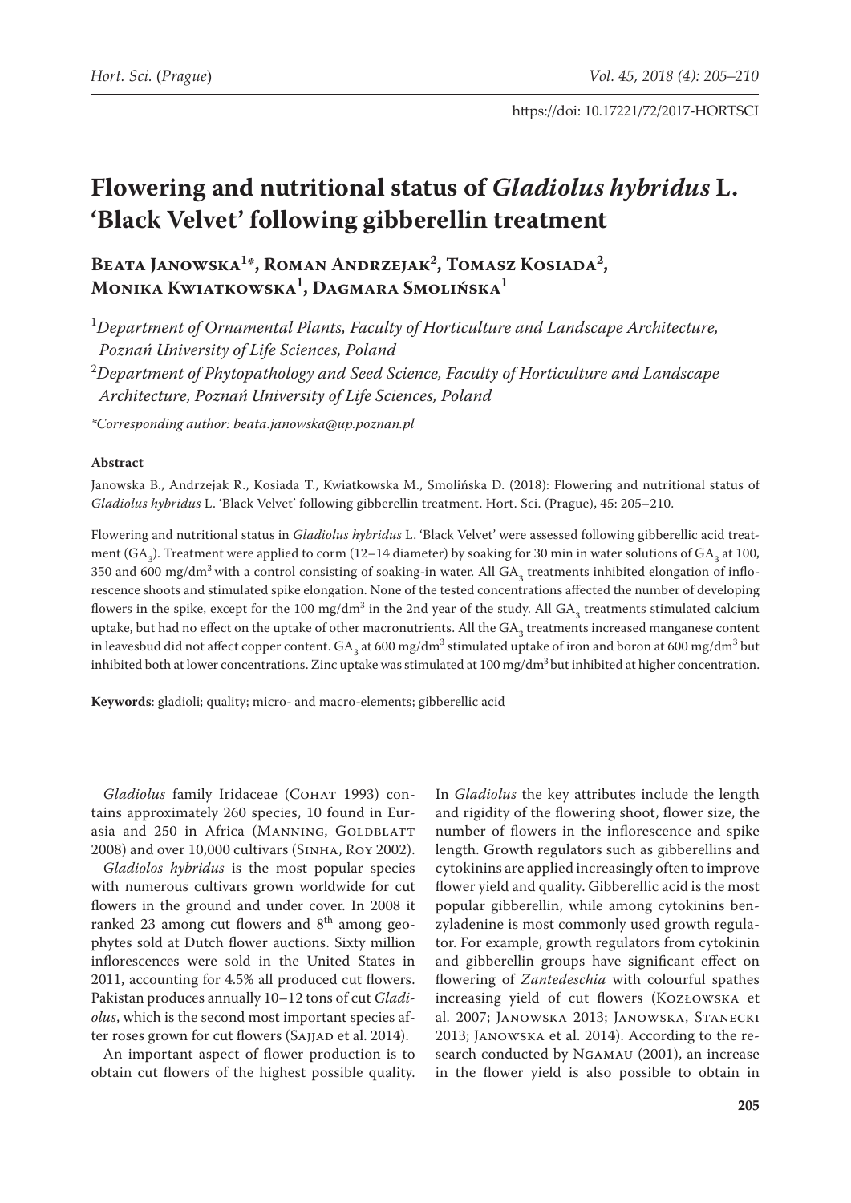https://doi: 10.17221/72/2017-HORTSCI

# Flowering and nutritional status of *Gladiolus hybridus* L. 'Black Velvet' following gibberellin treatment

**Beata Janowska[1]*, Roman Andrzejak[2], Tomasz Kosiada[2], Monika Kwiatkowska[1], Dagmara Smolińska[1]**

[1]*Department of Ornamental Plants, Faculty of Horticulture and Landscape Architecture, Poznań University of Life Sciences, Poland*

[2]*Department of Phytopathology and Seed Science, Faculty of Horticulture and Landscape Architecture, Poznań University of Life Sciences, Poland*

*\*Corresponding author: beata.janowska@up.poznan.pl*

### Abstract

Janowska B., Andrzejak R., Kosiada T., Kwiatkowska M., Smolińska D. (2018): Flowering and nutritional status of *Gladiolus hybridus* L. 'Black Velvet' following gibberellin treatment. Hort. Sci. (Prague), 45: 205–210.

Flowering and nutritional status in *Gladiolus hybridus* L. 'Black Velvet' were assessed following gibberellic acid treatment ($GA_3$). Treatment were applied to corm (12–14 diameter) by soaking for 30 min in water solutions of $GA_3$ at 100, 350 and 600 mg/$dm^3$ with a control consisting of soaking-in water. All $GA_3$ treatments inhibited elongation of inflorescence shoots and stimulated spike elongation. None of the tested concentrations affected the number of developing flowers in the spike, except for the 100 mg/$dm^3$ in the 2nd year of the study. All $GA_3$ treatments stimulated calcium uptake, but had no effect on the uptake of other macronutrients. All the $GA_3$ treatments increased manganese content in leavesbud did not affect copper content. $GA_3$ at 600 mg/$dm^3$ stimulated uptake of iron and boron at 600 mg/$dm^3$ but inhibited both at lower concentrations. Zinc uptake was stimulated at 100 mg/$dm^3$ but inhibited at higher concentration.

**Keywords**: gladioli; quality; micro- and macro-elements; gibberellic acid

*Gladiolus* family Iridaceae (Cohat 1993) contains approximately 260 species, 10 found in Eurasia and 250 in Africa (Manning, Goldblatt 2008) and over 10,000 cultivars (Sinha, Roy 2002).

*Gladiolos hybridus* is the most popular species with numerous cultivars grown worldwide for cut flowers in the ground and under cover. In 2008 it ranked 23 among cut flowers and 8th among geophytes sold at Dutch flower auctions. Sixty million inflorescences were sold in the United States in 2011, accounting for 4.5% all produced cut flowers. Pakistan produces annually 10–12 tons of cut *Gladiolus*, which is the second most important species after roses grown for cut flowers (Sajjad et al. 2014).

An important aspect of flower production is to obtain cut flowers of the highest possible quality. In *Gladiolus* the key attributes include the length and rigidity of the flowering shoot, flower size, the number of flowers in the inflorescence and spike length. Growth regulators such as gibberellins and cytokinins are applied increasingly often to improve flower yield and quality. Gibberellic acid is the most popular gibberellin, while among cytokinins benzyladenine is most commonly used growth regulator. For example, growth regulators from cytokinin and gibberellin groups have significant effect on flowering of *Zantedeschia* with colourful spathes increasing yield of cut flowers (Kozłowska et al. 2007; Janowska 2013; Janowska, Stanecki 2013; Janowska et al. 2014). According to the research conducted by Ngamau (2001), an increase in the flower yield is also possible to obtain in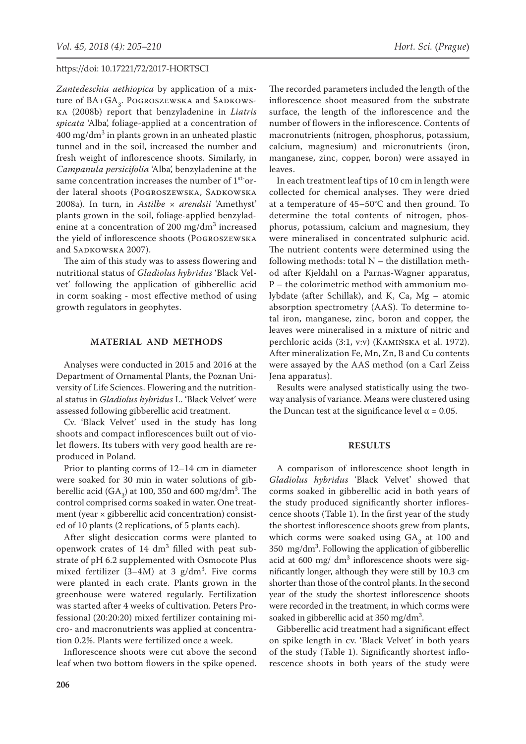*Zantedeschia aethiopica* by application of a mixture of BA+$GA_3$. Pogroszewska and Sadkowska (2008b) report that benzyladenine in *Liatris spicata* 'Alba', foliage-applied at a concentration of 400 mg/$dm^3$ in plants grown in an unheated plastic tunnel and in the soil, increased the number and fresh weight of inflorescence shoots. Similarly, in *Campanula persicifolia* 'Alba', benzyladenine at the same concentration increases the number of 1st-order lateral shoots (Pogroszewska, Sadkowska 2008a). In turn, in *Astilbe* × *arendsii* 'Amethyst' plants grown in the soil, foliage-applied benzyladenine at a concentration of 200 mg/$dm^3$ increased the yield of inflorescence shoots (Pogroszewska and Sadkowska 2007).

The aim of this study was to assess flowering and nutritional status of *Gladiolus hybridus* 'Black Velvet' following the application of gibberellic acid in corm soaking - most effective method of using growth regulators in geophytes.

## MATERIAL AND METHODS

Analyses were conducted in 2015 and 2016 at the Department of Ornamental Plants, the Poznan University of Life Sciences. Flowering and the nutritional status in *Gladiolus hybridus* L. 'Black Velvet' were assessed following gibberellic acid treatment.

Cv. 'Black Velvet' used in the study has long shoots and compact inflorescences built out of violet flowers. Its tubers with very good health are reproduced in Poland.

Prior to planting corms of 12–14 cm in diameter were soaked for 30 min in water solutions of gibberellic acid ($GA_3$) at 100, 350 and 600 mg/$dm^3$. The control comprised corms soaked in water. One treatment (year × gibberellic acid concentration) consisted of 10 plants (2 replications, of 5 plants each).

After slight desiccation corms were planted to openwork crates of 14 $dm^3$ filled with peat substrate of pH 6.2 supplemented with Osmocote Plus mixed fertilizer (3–4M) at 3 g/$dm^3$. Five corms were planted in each crate. Plants grown in the greenhouse were watered regularly. Fertilization was started after 4 weeks of cultivation. Peters Professional (20:20:20) mixed fertilizer containing micro- and macronutrients was applied at concentration 0.2%. Plants were fertilized once a week.

Inflorescence shoots were cut above the second leaf when two bottom flowers in the spike opened. The recorded parameters included the length of the inflorescence shoot measured from the substrate surface, the length of the inflorescence and the number of flowers in the inflorescence. Contents of macronutrients (nitrogen, phosphorus, potassium, calcium, magnesium) and micronutrients (iron, manganese, zinc, copper, boron) were assayed in leaves.

In each treatment leaf tips of 10 cm in length were collected for chemical analyses. They were dried at a temperature of 45–50°C and then ground. To determine the total contents of nitrogen, phosphorus, potassium, calcium and magnesium, they were mineralised in concentrated sulphuric acid. The nutrient contents were determined using the following methods: total N – the distillation method after Kjeldahl on a Parnas-Wagner apparatus, P – the colorimetric method with ammonium molybdate (after Schillak), and K, Ca, Mg – atomic absorption spectrometry (AAS). To determine total iron, manganese, zinc, boron and copper, the leaves were mineralised in a mixture of nitric and perchloric acids (3:1, v:v) (Kamińska et al. 1972). After mineralization Fe, Mn, Zn, B and Cu contents were assayed by the AAS method (on a Carl Zeiss Jena apparatus).

Results were analysed statistically using the two-way analysis of variance. Means were clustered using the Duncan test at the significance level $\alpha = 0.05$.

## RESULTS

A comparison of inflorescence shoot length in *Gladiolus hybridus* 'Black Velvet' showed that corms soaked in gibberellic acid in both years of the study produced significantly shorter inflorescence shoots (Table 1). In the first year of the study the shortest inflorescence shoots grew from plants, which corms were soaked using $GA_3$ at 100 and 350 mg/$dm^3$. Following the application of gibberellic acid at 600 mg/ $dm^3$ inflorescence shoots were significantly longer, although they were still by 10.3 cm shorter than those of the control plants. In the second year of the study the shortest inflorescence shoots were recorded in the treatment, in which corms were soaked in gibberellic acid at 350 mg/$dm^3$.

Gibberellic acid treatment had a significant effect on spike length in cv. 'Black Velvet' in both years of the study (Table 1). Significantly shortest inflorescence shoots in both years of the study were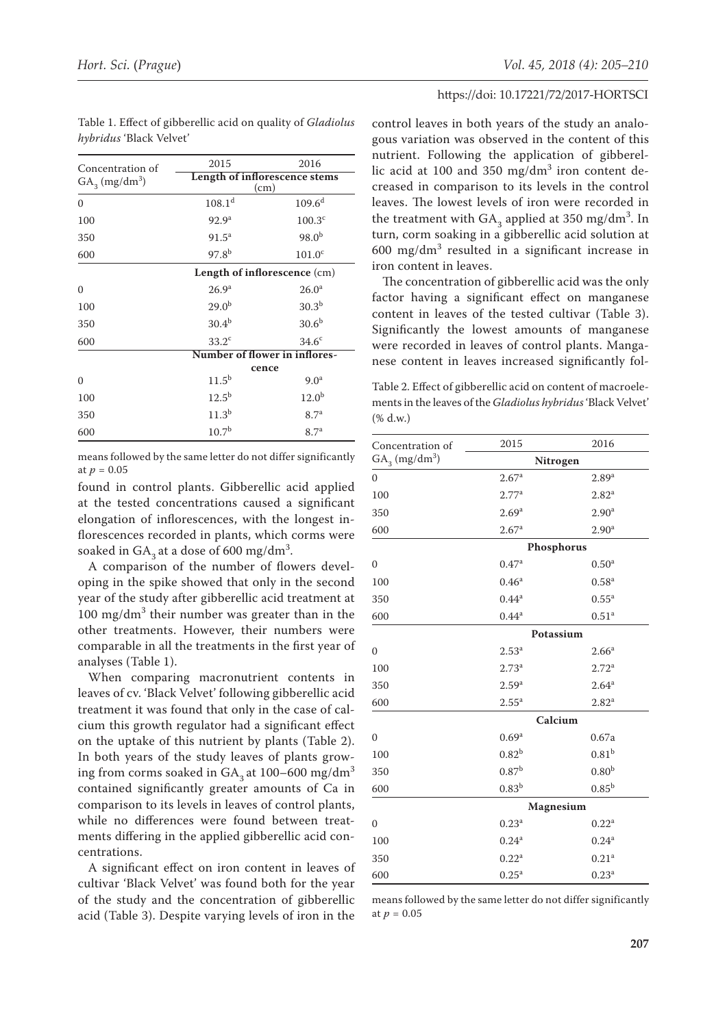Table 1. Effect of gibberellic acid on quality of *Gladiolus hybridus* 'Black Velvet'

| Concentration of $GA_3$ (mg/dm$^3$) | 2015 | 2016 |
|---|---|---|
| | **Length of inflorescence stems** (cm) | |
| 0 | $108.1^d$ | $109.6^d$ |
| 100 | $92.9^a$ | $100.3^c$ |
| 350 | $91.5^a$ | $98.0^b$ |
| 600 | $97.8^b$ | $101.0^c$ |
| | **Length of inflorescence** (cm) | |
| 0 | $26.9^a$ | $26.0^a$ |
| 100 | $29.0^b$ | $30.3^b$ |
| 350 | $30.4^b$ | $30.6^b$ |
| 600 | $33.2^c$ | $34.6^c$ |
| | **Number of flower in inflorescence** | |
| 0 | $11.5^b$ | $9.0^a$ |
| 100 | $12.5^b$ | $12.0^b$ |
| 350 | $11.3^b$ | $8.7^a$ |
| 600 | $10.7^b$ | $8.7^a$ |

means followed by the same letter do not differ significantly at $p = 0.05$

found in control plants. Gibberellic acid applied at the tested concentrations caused a significant elongation of inflorescences, with the longest inflorescences recorded in plants, which corms were soaked in $GA_3$ at a dose of 600 mg/dm$^3$.

A comparison of the number of flowers developing in the spike showed that only in the second year of the study after gibberellic acid treatment at 100 mg/dm$^3$ their number was greater than in the other treatments. However, their numbers were comparable in all the treatments in the first year of analyses (Table 1).

When comparing macronutrient contents in leaves of cv. 'Black Velvet' following gibberellic acid treatment it was found that only in the case of calcium this growth regulator had a significant effect on the uptake of this nutrient by plants (Table 2). In both years of the study leaves of plants growing from corms soaked in $GA_3$ at 100–600 mg/dm$^3$ contained significantly greater amounts of Ca in comparison to its levels in leaves of control plants, while no differences were found between treatments differing in the applied gibberellic acid concentrations.

A significant effect on iron content in leaves of cultivar 'Black Velvet' was found both for the year of the study and the concentration of gibberellic acid (Table 3). Despite varying levels of iron in the control leaves in both years of the study an analogous variation was observed in the content of this nutrient. Following the application of gibberellic acid at 100 and 350 mg/dm$^3$ iron content decreased in comparison to its levels in the control leaves. The lowest levels of iron were recorded in the treatment with $GA_3$ applied at 350 mg/dm$^3$. In turn, corm soaking in a gibberellic acid solution at 600 mg/dm$^3$ resulted in a significant increase in iron content in leaves.

The concentration of gibberellic acid was the only factor having a significant effect on manganese content in leaves of the tested cultivar (Table 3). Significantly the lowest amounts of manganese were recorded in leaves of control plants. Manganese content in leaves increased significantly fol-

Table 2. Effect of gibberellic acid on content of macroelements in the leaves of the *Gladiolus hybridus* 'Black Velvet' (% d.w.)

| Concentration of $GA_3$ (mg/dm$^3$) | 2015 | 2016 |
|---|---|---|
| | **Nitrogen** | |
| 0 | $2.67^a$ | $2.89^a$ |
| 100 | $2.77^a$ | $2.82^a$ |
| 350 | $2.69^a$ | $2.90^a$ |
| 600 | $2.67^a$ | $2.90^a$ |
| | **Phosphorus** | |
| 0 | $0.47^a$ | $0.50^a$ |
| 100 | $0.46^a$ | $0.58^a$ |
| 350 | $0.44^a$ | $0.55^a$ |
| 600 | $0.44^a$ | $0.51^a$ |
| | **Potassium** | |
| 0 | $2.53^a$ | $2.66^a$ |
| 100 | $2.73^a$ | $2.72^a$ |
| 350 | $2.59^a$ | $2.64^a$ |
| 600 | $2.55^a$ | $2.82^a$ |
| | **Calcium** | |
| 0 | $0.69^a$ | 0.67a |
| 100 | $0.82^b$ | $0.81^b$ |
| 350 | $0.87^b$ | $0.80^b$ |
| 600 | $0.83^b$ | $0.85^b$ |
| | **Magnesium** | |
| 0 | $0.23^a$ | $0.22^a$ |
| 100 | $0.24^a$ | $0.24^a$ |
| 350 | $0.22^a$ | $0.21^a$ |
| 600 | $0.25^a$ | $0.23^a$ |

means followed by the same letter do not differ significantly at $p = 0.05$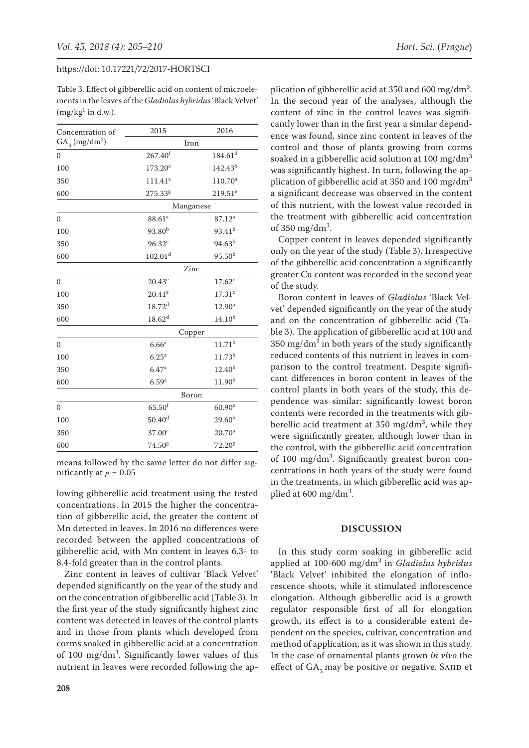Table 3. Effect of gibberellic acid on content of microelements in the leaves of the *Gladiolus hybridus* 'Black Velvet' ($mg/kg^1$ in d.w.).

| Concentration of $GA_3$ ($mg/dm^3$) | 2015 | 2016 |
|---|---|---|
| | Iron | |
| 0 | $267.40^f$ | $184.61^d$ |
| 100 | $173.20^c$ | $142.43^b$ |
| 350 | $111.41^a$ | $110.70^a$ |
| 600 | $275.33^g$ | $219.51^e$ |
| | Manganese | |
| 0 | $88.61^a$ | $87.12^a$ |
| 100 | $93.80^b$ | $93.41^b$ |
| 350 | $96.32^c$ | $94.63^b$ |
| 600 | $102.01^d$ | $95.50^b$ |
| | Zinc | |
| 0 | $20.43^e$ | $17.62^c$ |
| 100 | $20.41^e$ | $17.31^c$ |
| 350 | $18.72^d$ | $12.90^a$ |
| 600 | $18.62^d$ | $14.10^b$ |
| | Copper | |
| 0 | $6.66^a$ | $11.71^b$ |
| 100 | $6.25^a$ | $11.73^b$ |
| 350 | $6.47^a$ | $12.40^b$ |
| 600 | $6.59^a$ | $11.90^b$ |
| | Boron | |
| 0 | $65.50^f$ | $60.90^e$ |
| 100 | $50.40^d$ | $29.60^b$ |
| 350 | $37.00^c$ | $20.70^a$ |
| 600 | $74.50^g$ | $72.20^g$ |

means followed by the same letter do not differ significantly at $p = 0.05$

lowing gibberellic acid treatment using the tested concentrations. In 2015 the higher the concentration of gibberellic acid, the greater the content of Mn detected in leaves. In 2016 no differences were recorded between the applied concentrations of gibberellic acid, with Mn content in leaves 6.3- to 8.4-fold greater than in the control plants.

Zinc content in leaves of cultivar 'Black Velvet' depended significantly on the year of the study and on the concentration of gibberellic acid (Table 3). In the first year of the study significantly highest zinc content was detected in leaves of the control plants and in those from plants which developed from corms soaked in gibberellic acid at a concentration of 100 $mg/dm^3$. Significantly lower values of this nutrient in leaves were recorded following the application of gibberellic acid at 350 and 600 $mg/dm^3$. In the second year of the analyses, although the content of zinc in the control leaves was significantly lower than in the first year a similar dependence was found, since zinc content in leaves of the control and those of plants growing from corms soaked in a gibberellic acid solution at 100 $mg/dm^3$ was significantly highest. In turn, following the application of gibberellic acid at 350 and 100 $mg/dm^3$ a significant decrease was observed in the content of this nutrient, with the lowest value recorded in the treatment with gibberellic acid concentration of 350 $mg/dm^3$.

Copper content in leaves depended significantly only on the year of the study (Table 3). Irrespective of the gibberellic acid concentration a significantly greater Cu content was recorded in the second year of the study.

Boron content in leaves of *Gladiolus* 'Black Velvet' depended significantly on the year of the study and on the concentration of gibberellic acid (Table 3). The application of gibberellic acid at 100 and 350 $mg/dm^3$ in both years of the study significantly reduced contents of this nutrient in leaves in comparison to the control treatment. Despite significant differences in boron content in leaves of the control plants in both years of the study, this dependence was similar: significantly lowest boron contents were recorded in the treatments with gibberellic acid treatment at 350 $mg/dm^3$, while they were significantly greater, although lower than in the control, with the gibberellic acid concentration of 100 $mg/dm^3$. Significantly greatest boron concentrations in both years of the study were found in the treatments, in which gibberellic acid was applied at 600 $mg/dm^3$.

## DISCUSSION

In this study corm soaking in gibberellic acid applied at 100-600 $mg/dm^3$ in *Gladiolus hybridus* 'Black Velvet' inhibited the elongation of inflorescence shoots, while it stimulated inflorescence elongation. Although gibberellic acid is a growth regulator responsible first of all for elongation growth, its effect is to a considerable extent dependent on the species, cultivar, concentration and method of application, as it was shown in this study. In the case of ornamental plants grown *in vivo* the effect of $GA_3$ may be positive or negative. Sajid et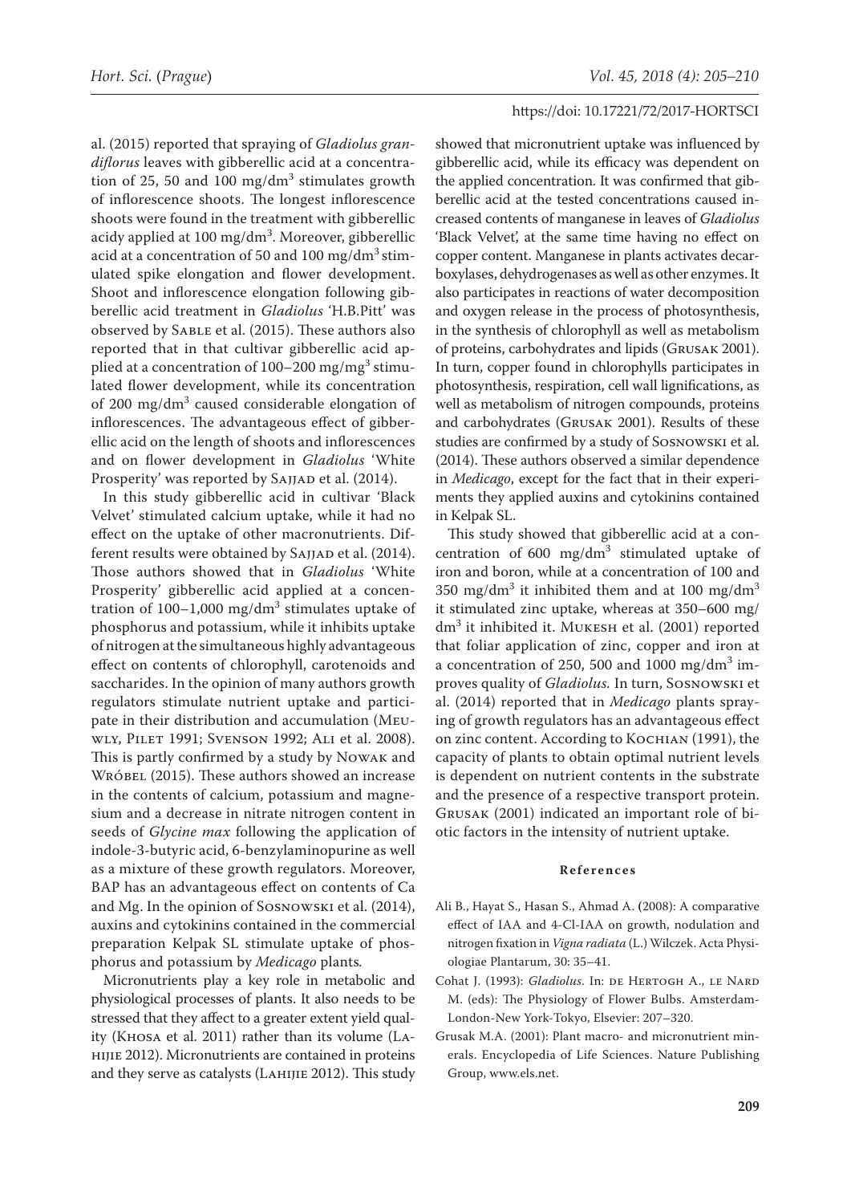al. (2015) reported that spraying of *Gladiolus grandiflorus* leaves with gibberellic acid at a concentration of 25, 50 and 100 mg/dm$^3$ stimulates growth of inflorescence shoots. The longest inflorescence shoots were found in the treatment with gibberellic acidy applied at 100 mg/dm$^3$. Moreover, gibberellic acid at a concentration of 50 and 100 mg/dm$^3$ stimulated spike elongation and flower development. Shoot and inflorescence elongation following gibberellic acid treatment in *Gladiolus* 'H.B.Pitt' was observed by Sable et al. (2015). These authors also reported that in that cultivar gibberellic acid applied at a concentration of 100–200 mg/mg$^3$ stimulated flower development, while its concentration of 200 mg/dm$^3$ caused considerable elongation of inflorescences. The advantageous effect of gibberellic acid on the length of shoots and inflorescences and on flower development in *Gladiolus* 'White Prosperity' was reported by Sajjad et al. (2014).

In this study gibberellic acid in cultivar 'Black Velvet' stimulated calcium uptake, while it had no effect on the uptake of other macronutrients. Different results were obtained by Sajjad et al. (2014). Those authors showed that in *Gladiolus* 'White Prosperity' gibberellic acid applied at a concentration of 100–1,000 mg/dm$^3$ stimulates uptake of phosphorus and potassium, while it inhibits uptake of nitrogen at the simultaneous highly advantageous effect on contents of chlorophyll, carotenoids and saccharides. In the opinion of many authors growth regulators stimulate nutrient uptake and participate in their distribution and accumulation (Meuwly, Pilet 1991; Svenson 1992; Ali et al. 2008). This is partly confirmed by a study by Nowak and Wróbel (2015). These authors showed an increase in the contents of calcium, potassium and magnesium and a decrease in nitrate nitrogen content in seeds of *Glycine max* following the application of indole-3-butyric acid, 6-benzylaminopurine as well as a mixture of these growth regulators. Moreover, BAP has an advantageous effect on contents of Ca and Mg. In the opinion of Sosnowski et al. (2014), auxins and cytokinins contained in the commercial preparation Kelpak SL stimulate uptake of phosphorus and potassium by *Medicago* plants.

Micronutrients play a key role in metabolic and physiological processes of plants. It also needs to be stressed that they affect to a greater extent yield quality (Khosa et al. 2011) rather than its volume (Lahijie 2012). Micronutrients are contained in proteins and they serve as catalysts (Lahijie 2012). This study showed that micronutrient uptake was influenced by gibberellic acid, while its efficacy was dependent on the applied concentration. It was confirmed that gibberellic acid at the tested concentrations caused increased contents of manganese in leaves of *Gladiolus* 'Black Velvet', at the same time having no effect on copper content. Manganese in plants activates decarboxylases, dehydrogenases as well as other enzymes. It also participates in reactions of water decomposition and oxygen release in the process of photosynthesis, in the synthesis of chlorophyll as well as metabolism of proteins, carbohydrates and lipids (Grusak 2001). In turn, copper found in chlorophylls participates in photosynthesis, respiration, cell wall lignifications, as well as metabolism of nitrogen compounds, proteins and carbohydrates (Grusak 2001). Results of these studies are confirmed by a study of Sosnowski et al. (2014). These authors observed a similar dependence in *Medicago*, except for the fact that in their experiments they applied auxins and cytokinins contained in Kelpak SL.

This study showed that gibberellic acid at a concentration of 600 mg/dm$^3$ stimulated uptake of iron and boron, while at a concentration of 100 and 350 mg/dm$^3$ it inhibited them and at 100 mg/dm$^3$ it stimulated zinc uptake, whereas at 350–600 mg/dm$^3$ it inhibited it. Mukesh et al. (2001) reported that foliar application of zinc, copper and iron at a concentration of 250, 500 and 1000 mg/dm$^3$ improves quality of *Gladiolus.* In turn, Sosnowski et al. (2014) reported that in *Medicago* plants spraying of growth regulators has an advantageous effect on zinc content. According to Kochian (1991), the capacity of plants to obtain optimal nutrient levels is dependent on nutrient contents in the substrate and the presence of a respective transport protein. Grusak (2001) indicated an important role of biotic factors in the intensity of nutrient uptake.

## References

Ali B., Hayat S., Hasan S., Ahmad A. (2008): A comparative effect of IAA and 4-Cl-IAA on growth, nodulation and nitrogen fixation in *Vigna radiata* (L.) Wilczek. Acta Physiologiae Plantarum, 30: 35–41.

Cohat J. (1993): *Gladiolus*. In: de Hertogh A., le Nard M. (eds): The Physiology of Flower Bulbs. Amsterdam-London-New York-Tokyo, Elsevier: 207–320.

Grusak M.A. (2001): Plant macro- and micronutrient minerals. Encyclopedia of Life Sciences. Nature Publishing Group, www.els.net.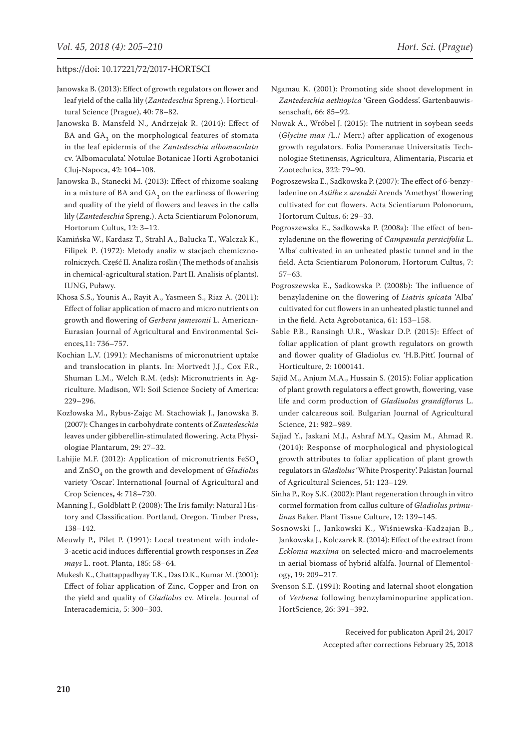Janowska B. (2013): Effect of growth regulators on flower and leaf yield of the calla lily (*Zantedeschia* Spreng.). Horticultural Science (Prague), 40: 78–82.

Janowska B. Mansfeld N., Andrzejak R. (2014): Effect of BA and $GA_3$ on the morphological features of stomata in the leaf epidermis of the *Zantedeschia albomaculata* cv. 'Albomaculata'. Notulae Botanicae Horti Agrobotanici Cluj-Napoca, 42: 104–108.

Janowska B., Stanecki M. (2013): Effect of rhizome soaking in a mixture of BA and $GA_3$ on the earliness of flowering and quality of the yield of flowers and leaves in the calla lily (*Zantedeschia* Spreng.). Acta Scientiarum Polonorum, Hortorum Cultus, 12: 3–12.

Kamińska W., Kardasz T., Strahl A., Bałucka T., Walczak K., Filipek P. (1972): Metody analiz w stacjach chemiczno-rolniczych. Część II. Analiza roślin (The methods of analisis in chemical-agricultural station. Part II. Analisis of plants). IUNG, Puławy.

Khosa S.S., Younis A., Rayit A., Yasmeen S., Riaz A. (2011): Effect of foliar application of macro and micro nutrients on growth and flowering of *Gerbera jamesonii* L. American-Eurasian Journal of Agricultural and Environmental Sciences,11: 736–757.

Kochian L.V. (1991): Mechanisms of micronutrient uptake and translocation in plants. In: Mortvedt J.J., Cox F.R., Shuman L.M., Welch R.M. (eds): Micronutrients in Agriculture. Madison, WI: Soil Science Society of America: 229–296.

Kozłowska M., Rybus-Zając M. Stachowiak J., Janowska B. (2007): Changes in carbohydrate contents of *Zantedeschia* leaves under gibberellin-stimulated flowering. Acta Physiologiae Plantarum, 29: 27–32.

Lahijie M.F. (2012): Application of micronutrients $FeSO_4$ and $ZnSO_4$ on the growth and development of *Gladiolus* variety 'Oscar'. International Journal of Agricultural and Crop Sciences, 4: 718–720.

Manning J., Goldblatt P. (2008): The Iris family: Natural History and Classification. Portland, Oregon. Timber Press, 138–142.

Meuwly P., Pilet P. (1991): Local treatment with indole-3-acetic acid induces differential growth responses in *Zea mays* L. root. Planta, 185: 58–64.

Mukesh K., Chattappadhyay T.K., Das D.K., Kumar M. (2001): Effect of foliar application of Zinc, Copper and Iron on the yield and quality of *Gladiolus* cv. Mirela. Journal of Interacademicia, 5: 300–303.

Ngamau K. (2001): Promoting side shoot development in *Zantedeschia aethiopica* 'Green Goddess'. Gartenbauwissenschaft, 66: 85–92.

Nowak A., Wróbel J. (2015): The nutrient in soybean seeds (*Glycine max* /L./ Merr.) after application of exogenous growth regulators. Folia Pomeranae Universitatis Technologiae Stetinensis, Agricultura, Alimentaria, Piscaria et Zootechnica, 322: 79–90.

Pogroszewska E., Sadkowska P. (2007): The effect of 6-benzyladenine on *Astilbe* × *arendsii* Arends 'Amethyst' flowering cultivated for cut flowers. Acta Scientiarum Polonorum, Hortorum Cultus, 6: 29–33.

Pogroszewska E., Sadkowska P. (2008a): The effect of benzyladenine on the flowering of *Campanula persicifolia* L. 'Alba' cultivated in an unheated plastic tunnel and in the field. Acta Scientiarum Polonorum, Hortorum Cultus, 7: 57–63.

Pogroszewska E., Sadkowska P. (2008b): The influence of benzyladenine on the flowering of *Liatris spicata* 'Alba' cultivated for cut flowers in an unheated plastic tunnel and in the field. Acta Agrobotanica, 61: 153–158.

Sable P.B., Ransingh U.R., Waskar D.P. (2015): Effect of foliar application of plant growth regulators on growth and flower quality of Gladiolus cv. 'H.B.Pitt'. Journal of Horticulture, 2: 1000141.

Sajid M., Anjum M.A., Hussain S. (2015): Foliar application of plant growth regulators a effect growth, flowering, vase life and corm production of *Gladiuolus grandiflorus* L. under calcareous soil. Bulgarian Journal of Agricultural Science, 21: 982–989.

Sajjad Y., Jaskani M.J., Ashraf M.Y., Qasim M., Ahmad R. (2014): Response of morphological and physiological growth attributes to foliar application of plant growth regulators in *Gladiolus* 'White Prosperity'. Pakistan Journal of Agricultural Sciences, 51: 123–129.

Sinha P., Roy S.K. (2002): Plant regeneration through in vitro cormel formation from callus culture of *Gladiolus primulinus* Baker. Plant Tissue Culture, 12: 139–145.

Sosnowski J., Jankowski K., Wiśniewska-Kadżajan B., Jankowska J., Kolczarek R. (2014): Effect of the extract from *Ecklonia maxima* on selected micro-and macroelements in aerial biomass of hybrid alfalfa. Journal of Elementology, 19: 209–217.

Svenson S.E. (1991): Rooting and laternal shoot elongation of *Verbena* following benzylaminopurine application. HortScience, 26: 391–392.

Received for publicaton April 24, 2017
Accepted after corrections February 25, 2018